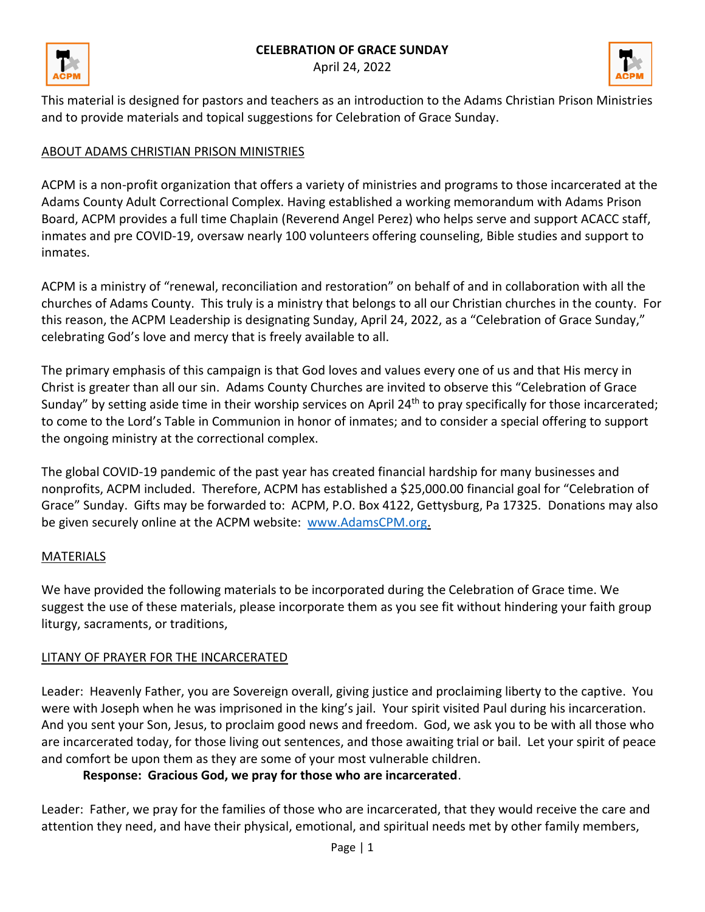# CELEBRATION OF GRACE SUNDAY

April 24, 2022

This material is designed for pastors and teachers as an introduction to the Adams Christian Prison Ministries and to provide materials and topical suggestions for Celebration of Grace Sunday.

## ABOUT ADAMS CHRISTIAN PRISON MINISTRIES

ACPM is a non-profit organization that offers a variety of ministries and programs to those incarcerated at the Adams County Adult Correctional Complex. Having established a working memorandum with Adams Prison Board, ACPM provides a full time Chaplain (Reverend Angel Perez) who helps serve and support ACACC staff, inmates and pre COVID-19, oversaw nearly 100 volunteers offering counseling, Bible studies and support to inmates.

ACPM is a ministry of "renewal, reconciliation and restoration" on behalf of and in collaboration with all the churches of Adams County. This truly is a ministry that belongs to all our Christian churches in the county. For this reason, the ACPM Leadership is designating Sunday, April 24, 2022, as a "Celebration of Grace Sunday," celebrating God's love and mercy that is freely available to all.

The primary emphasis of this campaign is that God loves and values every one of us and that His mercy in Christ is greater than all our sin. Adams County Churches are invited to observe this "Celebration of Grace Sunday" by setting aside time in their worship services on April 24th to pray specifically for those incarcerated; to come to the Lord's Table in Communion in honor of inmates; and to consider a special offering to support the ongoing ministry at the correctional complex.

The global COVID-19 pandemic of the past year has created financial hardship for many businesses and nonprofits, ACPM included. Therefore, ACPM has established a $25,000.00 financial goal for "Celebration of Grace" Sunday. Gifts may be forwarded to: ACPM, P.O. Box 4122, Gettysburg, Pa 17325. Donations may also be given securely online at the ACPM website: [www.AdamsCPM.org](http://www.AdamsCPM.org).

## MATERIALS

We have provided the following materials to be incorporated during the Celebration of Grace time. We suggest the use of these materials, please incorporate them as you see fit without hindering your faith group liturgy, sacraments, or traditions,

## LITANY OF PRAYER FOR THE INCARCERATED

Leader: Heavenly Father, you are Sovereign overall, giving justice and proclaiming liberty to the captive. You were with Joseph when he was imprisoned in the king's jail. Your spirit visited Paul during his incarceration. And you sent your Son, Jesus, to proclaim good news and freedom. God, we ask you to be with all those who are incarcerated today, for those living out sentences, and those awaiting trial or bail. Let your spirit of peace and comfort be upon them as they are some of your most vulnerable children.

**Response: Gracious God, we pray for those who are incarcerated**.

Leader: Father, we pray for the families of those who are incarcerated, that they would receive the care and attention they need, and have their physical, emotional, and spiritual needs met by other family members,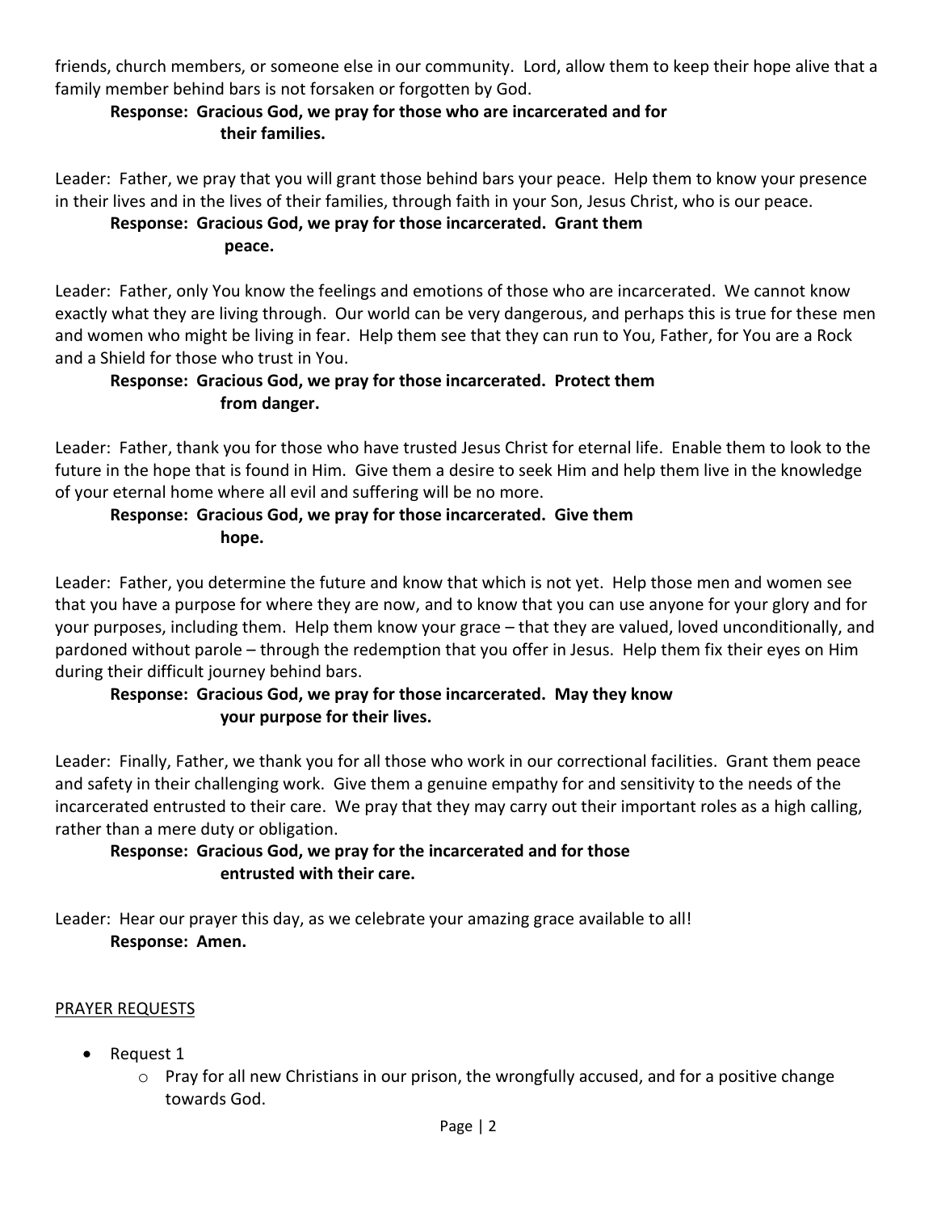friends, church members, or someone else in our community. Lord, allow them to keep their hope alive that a family member behind bars is not forsaken or forgotten by God.

**Response: Gracious God, we pray for those who are incarcerated and for their families.**

Leader: Father, we pray that you will grant those behind bars your peace. Help them to know your presence in their lives and in the lives of their families, through faith in your Son, Jesus Christ, who is our peace.

**Response: Gracious God, we pray for those incarcerated. Grant them peace.**

Leader: Father, only You know the feelings and emotions of those who are incarcerated. We cannot know exactly what they are living through. Our world can be very dangerous, and perhaps this is true for these men and women who might be living in fear. Help them see that they can run to You, Father, for You are a Rock and a Shield for those who trust in You.

**Response: Gracious God, we pray for those incarcerated. Protect them from danger.**

Leader: Father, thank you for those who have trusted Jesus Christ for eternal life. Enable them to look to the future in the hope that is found in Him. Give them a desire to seek Him and help them live in the knowledge of your eternal home where all evil and suffering will be no more.

**Response: Gracious God, we pray for those incarcerated. Give them hope.**

Leader: Father, you determine the future and know that which is not yet. Help those men and women see that you have a purpose for where they are now, and to know that you can use anyone for your glory and for your purposes, including them. Help them know your grace – that they are valued, loved unconditionally, and pardoned without parole – through the redemption that you offer in Jesus. Help them fix their eyes on Him during their difficult journey behind bars.

**Response: Gracious God, we pray for those incarcerated. May they know your purpose for their lives.**

Leader: Finally, Father, we thank you for all those who work in our correctional facilities. Grant them peace and safety in their challenging work. Give them a genuine empathy for and sensitivity to the needs of the incarcerated entrusted to their care. We pray that they may carry out their important roles as a high calling, rather than a mere duty or obligation.

**Response: Gracious God, we pray for the incarcerated and for those entrusted with their care.**

Leader: Hear our prayer this day, as we celebrate your amazing grace available to all!

**Response: Amen.**

PRAYER REQUESTS

- Request 1
  - Pray for all new Christians in our prison, the wrongfully accused, and for a positive change towards God.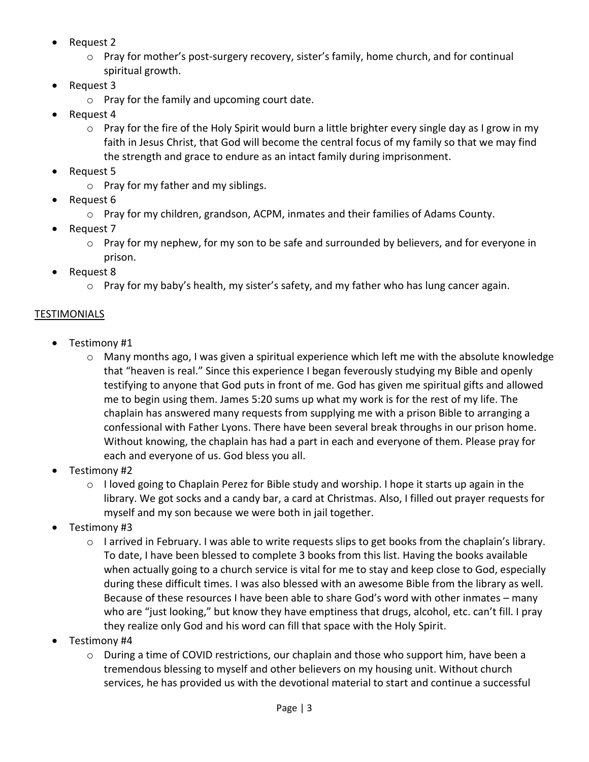- Request 2
  - Pray for mother's post-surgery recovery, sister's family, home church, and for continual spiritual growth.
- Request 3
  - Pray for the family and upcoming court date.
- Request 4
  - Pray for the fire of the Holy Spirit would burn a little brighter every single day as I grow in my faith in Jesus Christ, that God will become the central focus of my family so that we may find the strength and grace to endure as an intact family during imprisonment.
- Request 5
  - Pray for my father and my siblings.
- Request 6
  - Pray for my children, grandson, ACPM, inmates and their families of Adams County.
- Request 7
  - Pray for my nephew, for my son to be safe and surrounded by believers, and for everyone in prison.
- Request 8
  - Pray for my baby's health, my sister's safety, and my father who has lung cancer again.

<u>TESTIMONIALS</u>

- Testimony #1
  - Many months ago, I was given a spiritual experience which left me with the absolute knowledge that "heaven is real." Since this experience I began feverously studying my Bible and openly testifying to anyone that God puts in front of me. God has given me spiritual gifts and allowed me to begin using them. James 5:20 sums up what my work is for the rest of my life. The chaplain has answered many requests from supplying me with a prison Bible to arranging a confessional with Father Lyons. There have been several break throughs in our prison home. Without knowing, the chaplain has had a part in each and everyone of them. Please pray for each and everyone of us. God bless you all.
- Testimony #2
  - I loved going to Chaplain Perez for Bible study and worship. I hope it starts up again in the library. We got socks and a candy bar, a card at Christmas. Also, I filled out prayer requests for myself and my son because we were both in jail together.
- Testimony #3
  - I arrived in February. I was able to write requests slips to get books from the chaplain's library. To date, I have been blessed to complete 3 books from this list. Having the books available when actually going to a church service is vital for me to stay and keep close to God, especially during these difficult times. I was also blessed with an awesome Bible from the library as well. Because of these resources I have been able to share God's word with other inmates – many who are "just looking," but know they have emptiness that drugs, alcohol, etc. can't fill. I pray they realize only God and his word can fill that space with the Holy Spirit.
- Testimony #4
  - During a time of COVID restrictions, our chaplain and those who support him, have been a tremendous blessing to myself and other believers on my housing unit. Without church services, he has provided us with the devotional material to start and continue a successful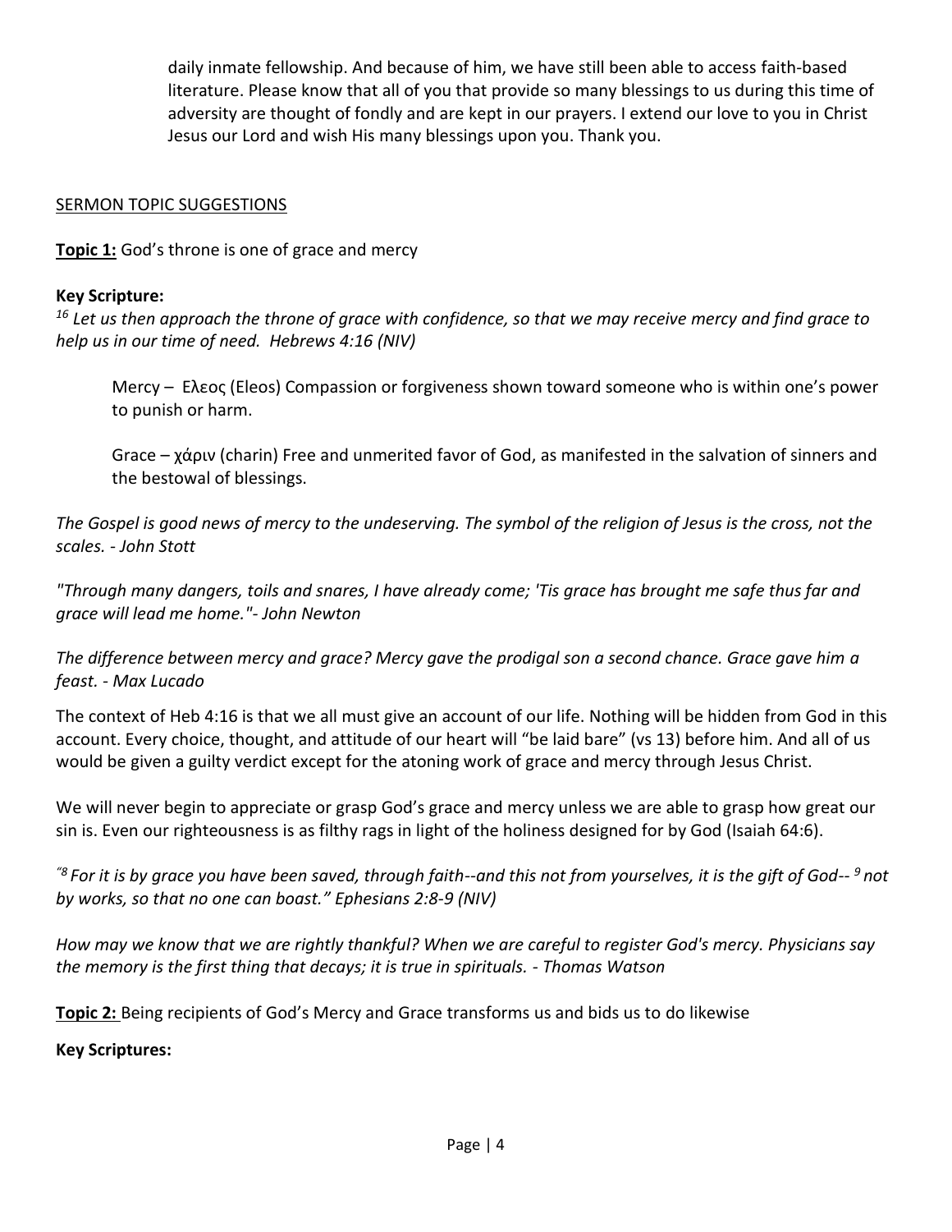daily inmate fellowship. And because of him, we have still been able to access faith-based literature. Please know that all of you that provide so many blessings to us during this time of adversity are thought of fondly and are kept in our prayers. I extend our love to you in Christ Jesus our Lord and wish His many blessings upon you. Thank you.

## SERMON TOPIC SUGGESTIONS

**Topic 1:** God's throne is one of grace and mercy

**Key Scripture:**

*[16] Let us then approach the throne of grace with confidence, so that we may receive mercy and find grace to help us in our time of need. Hebrews 4:16 (NIV)*

> Mercy – Ελεος (Eleos) Compassion or forgiveness shown toward someone who is within one's power to punish or harm.
>
> Grace – χάριν (charin) Free and unmerited favor of God, as manifested in the salvation of sinners and the bestowal of blessings.

*The Gospel is good news of mercy to the undeserving. The symbol of the religion of Jesus is the cross, not the scales. - John Stott*

*"Through many dangers, toils and snares, I have already come; 'Tis grace has brought me safe thus far and grace will lead me home."- John Newton*

*The difference between mercy and grace? Mercy gave the prodigal son a second chance. Grace gave him a feast. - Max Lucado*

The context of Heb 4:16 is that we all must give an account of our life. Nothing will be hidden from God in this account. Every choice, thought, and attitude of our heart will "be laid bare" (vs 13) before him. And all of us would be given a guilty verdict except for the atoning work of grace and mercy through Jesus Christ.

We will never begin to appreciate or grasp God's grace and mercy unless we are able to grasp how great our sin is. Even our righteousness is as filthy rags in light of the holiness designed for by God (Isaiah 64:6).

*"[8] For it is by grace you have been saved, through faith--and this not from yourselves, it is the gift of God-- [9] not by works, so that no one can boast." Ephesians 2:8-9 (NIV)*

*How may we know that we are rightly thankful? When we are careful to register God's mercy. Physicians say the memory is the first thing that decays; it is true in spirituals. - Thomas Watson*

**Topic 2:** Being recipients of God's Mercy and Grace transforms us and bids us to do likewise

**Key Scriptures:**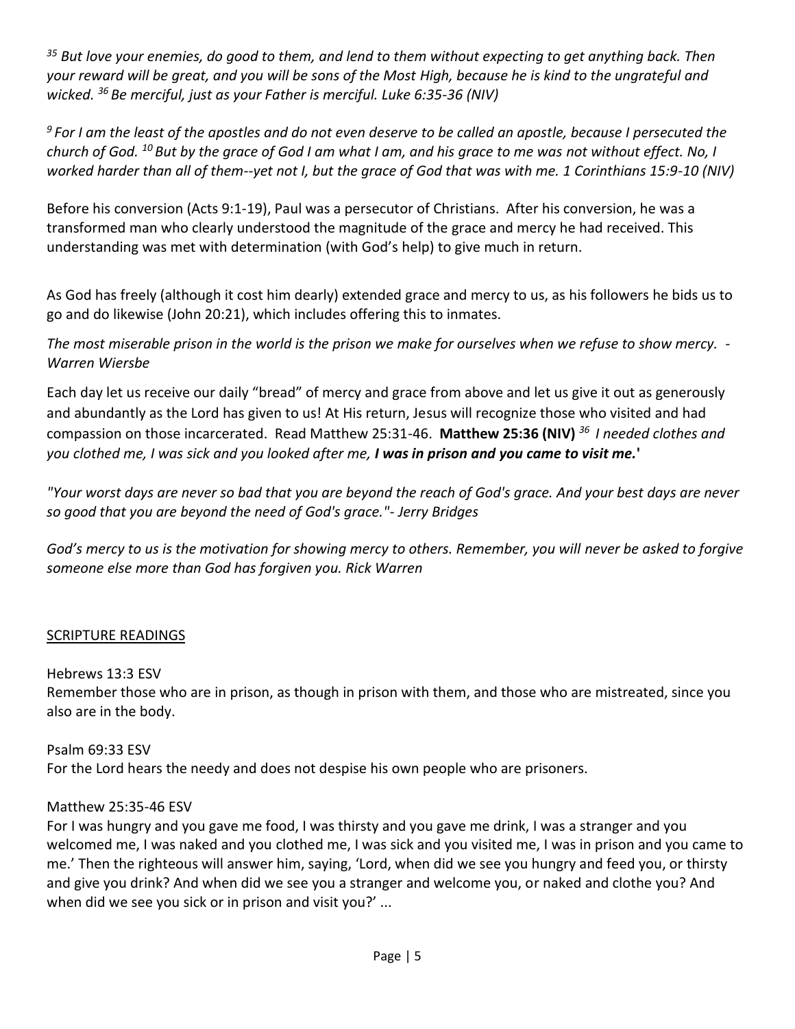*[35] But love your enemies, do good to them, and lend to them without expecting to get anything back. Then your reward will be great, and you will be sons of the Most High, because he is kind to the ungrateful and wicked. [36] Be merciful, just as your Father is merciful. Luke 6:35-36 (NIV)*

*[9] For I am the least of the apostles and do not even deserve to be called an apostle, because I persecuted the church of God. [10] But by the grace of God I am what I am, and his grace to me was not without effect. No, I worked harder than all of them--yet not I, but the grace of God that was with me. 1 Corinthians 15:9-10 (NIV)*

Before his conversion (Acts 9:1-19), Paul was a persecutor of Christians. After his conversion, he was a transformed man who clearly understood the magnitude of the grace and mercy he had received. This understanding was met with determination (with God's help) to give much in return.

As God has freely (although it cost him dearly) extended grace and mercy to us, as his followers he bids us to go and do likewise (John 20:21), which includes offering this to inmates.

*The most miserable prison in the world is the prison we make for ourselves when we refuse to show mercy. - Warren Wiersbe*

Each day let us receive our daily "bread" of mercy and grace from above and let us give it out as generously and abundantly as the Lord has given to us! At His return, Jesus will recognize those who visited and had compassion on those incarcerated. Read Matthew 25:31-46. **Matthew 25:36 (NIV)** *[36] I needed clothes and you clothed me, I was sick and you looked after me, **I was in prison and you came to visit me.***'

*"Your worst days are never so bad that you are beyond the reach of God's grace. And your best days are never so good that you are beyond the need of God's grace."- Jerry Bridges*

*God's mercy to us is the motivation for showing mercy to others. Remember, you will never be asked to forgive someone else more than God has forgiven you. Rick Warren*

## SCRIPTURE READINGS

Hebrews 13:3 ESV
Remember those who are in prison, as though in prison with them, and those who are mistreated, since you also are in the body.

Psalm 69:33 ESV
For the Lord hears the needy and does not despise his own people who are prisoners.

Matthew 25:35-46 ESV
For I was hungry and you gave me food, I was thirsty and you gave me drink, I was a stranger and you welcomed me, I was naked and you clothed me, I was sick and you visited me, I was in prison and you came to me.' Then the righteous will answer him, saying, 'Lord, when did we see you hungry and feed you, or thirsty and give you drink? And when did we see you a stranger and welcome you, or naked and clothe you? And when did we see you sick or in prison and visit you?' ...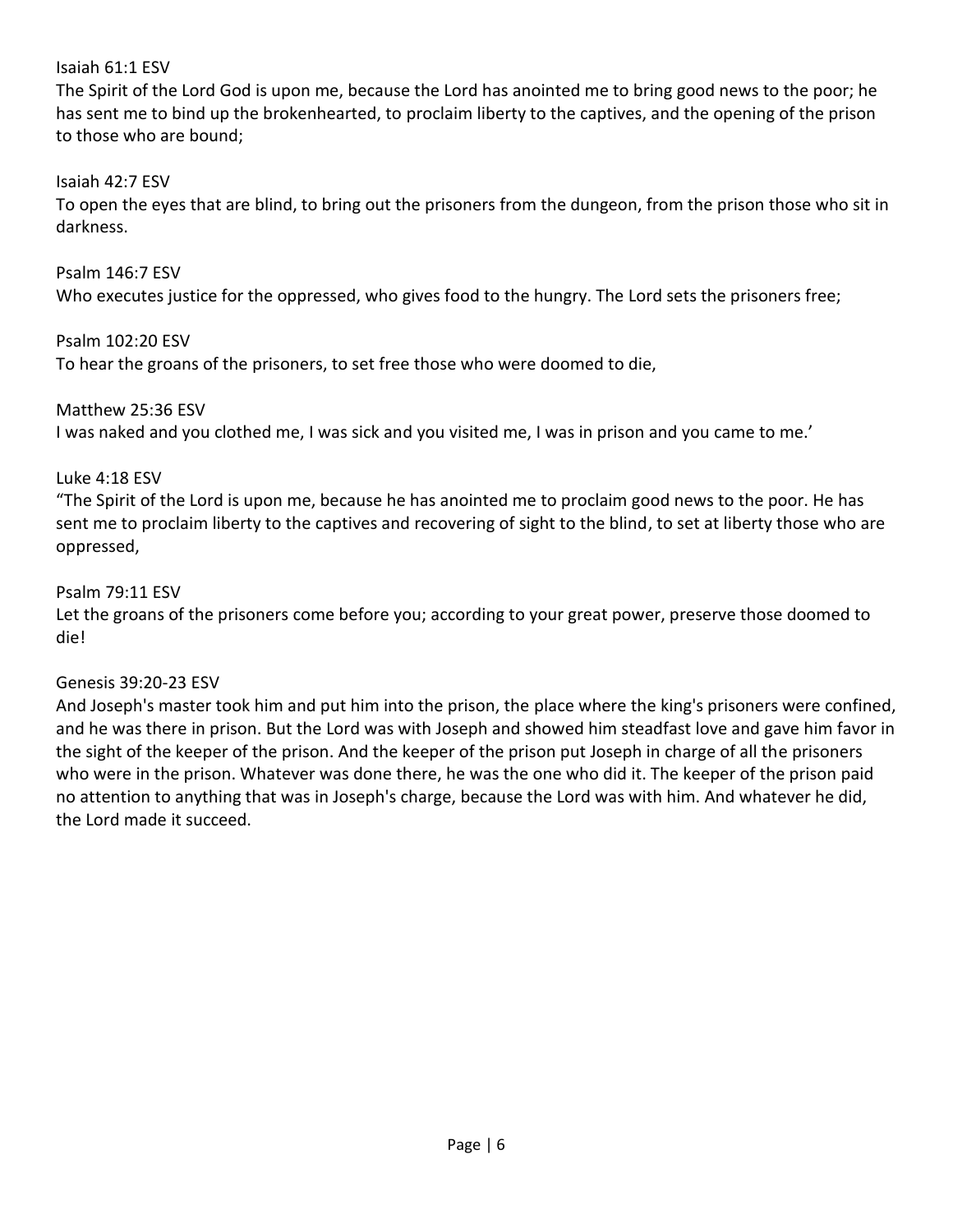Isaiah 61:1 ESV
The Spirit of the Lord God is upon me, because the Lord has anointed me to bring good news to the poor; he has sent me to bind up the brokenhearted, to proclaim liberty to the captives, and the opening of the prison to those who are bound;

Isaiah 42:7 ESV
To open the eyes that are blind, to bring out the prisoners from the dungeon, from the prison those who sit in darkness.

Psalm 146:7 ESV
Who executes justice for the oppressed, who gives food to the hungry. The Lord sets the prisoners free;

Psalm 102:20 ESV
To hear the groans of the prisoners, to set free those who were doomed to die,

Matthew 25:36 ESV
I was naked and you clothed me, I was sick and you visited me, I was in prison and you came to me.'

Luke 4:18 ESV
"The Spirit of the Lord is upon me, because he has anointed me to proclaim good news to the poor. He has sent me to proclaim liberty to the captives and recovering of sight to the blind, to set at liberty those who are oppressed,

Psalm 79:11 ESV
Let the groans of the prisoners come before you; according to your great power, preserve those doomed to die!

Genesis 39:20-23 ESV
And Joseph's master took him and put him into the prison, the place where the king's prisoners were confined, and he was there in prison. But the Lord was with Joseph and showed him steadfast love and gave him favor in the sight of the keeper of the prison. And the keeper of the prison put Joseph in charge of all the prisoners who were in the prison. Whatever was done there, he was the one who did it. The keeper of the prison paid no attention to anything that was in Joseph's charge, because the Lord was with him. And whatever he did, the Lord made it succeed.